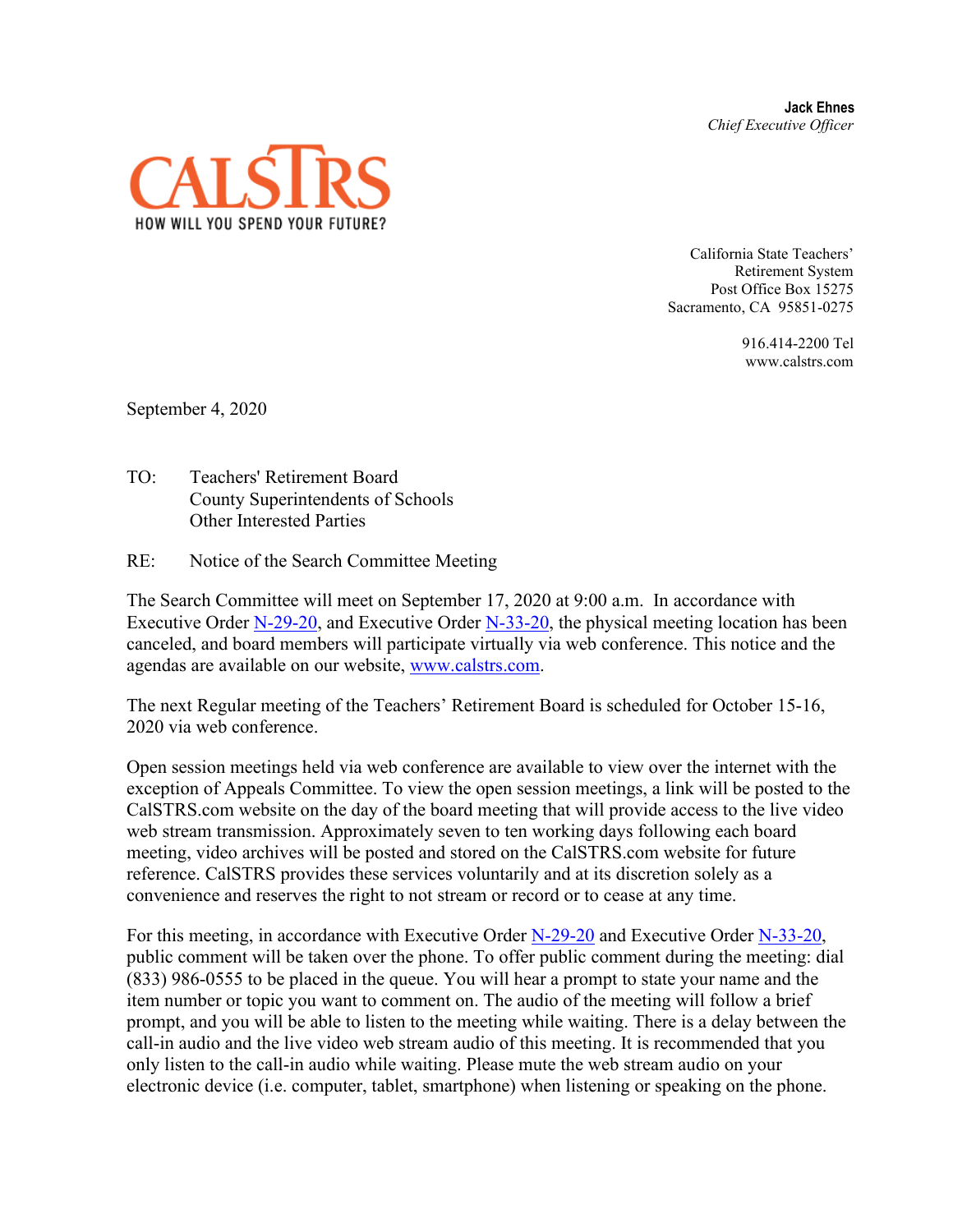**Jack Ehnes**
*Chief Executive Officer*

CALSTRS
HOW WILL YOU SPEND YOUR FUTURE?

California State Teachers' Retirement System
Post Office Box 15275
Sacramento, CA 95851-0275

916.414-2200 Tel
www.calstrs.com

September 4, 2020

TO: Teachers' Retirement Board
County Superintendents of Schools
Other Interested Parties

RE: Notice of the Search Committee Meeting

The Search Committee will meet on September 17, 2020 at 9:00 a.m. In accordance with Executive Order N-29-20, and Executive Order N-33-20, the physical meeting location has been canceled, and board members will participate virtually via web conference. This notice and the agendas are available on our website, www.calstrs.com.

The next Regular meeting of the Teachers' Retirement Board is scheduled for October 15-16, 2020 via web conference.

Open session meetings held via web conference are available to view over the internet with the exception of Appeals Committee. To view the open session meetings, a link will be posted to the CalSTRS.com website on the day of the board meeting that will provide access to the live video web stream transmission. Approximately seven to ten working days following each board meeting, video archives will be posted and stored on the CalSTRS.com website for future reference. CalSTRS provides these services voluntarily and at its discretion solely as a convenience and reserves the right to not stream or record or to cease at any time.

For this meeting, in accordance with Executive Order N-29-20 and Executive Order N-33-20, public comment will be taken over the phone. To offer public comment during the meeting: dial (833) 986-0555 to be placed in the queue. You will hear a prompt to state your name and the item number or topic you want to comment on. The audio of the meeting will follow a brief prompt, and you will be able to listen to the meeting while waiting. There is a delay between the call-in audio and the live video web stream audio of this meeting. It is recommended that you only listen to the call-in audio while waiting. Please mute the web stream audio on your electronic device (i.e. computer, tablet, smartphone) when listening or speaking on the phone.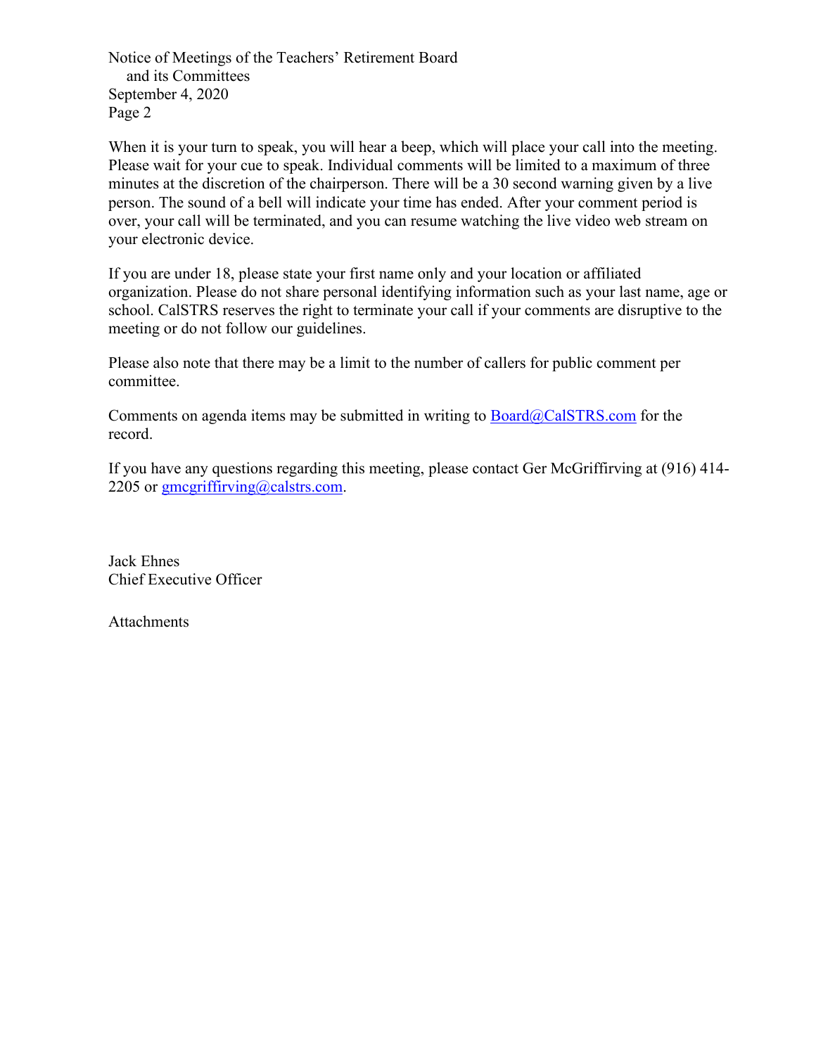When it is your turn to speak, you will hear a beep, which will place your call into the meeting. Please wait for your cue to speak. Individual comments will be limited to a maximum of three minutes at the discretion of the chairperson. There will be a 30 second warning given by a live person. The sound of a bell will indicate your time has ended. After your comment period is over, your call will be terminated, and you can resume watching the live video web stream on your electronic device.

If you are under 18, please state your first name only and your location or affiliated organization. Please do not share personal identifying information such as your last name, age or school. CalSTRS reserves the right to terminate your call if your comments are disruptive to the meeting or do not follow our guidelines.

Please also note that there may be a limit to the number of callers for public comment per committee.

Comments on agenda items may be submitted in writing to Board@CalSTRS.com for the record.

If you have any questions regarding this meeting, please contact Ger McGriffirving at (916) 414-2205 or gmcgriffirving@calstrs.com.

Jack Ehnes
Chief Executive Officer

Attachments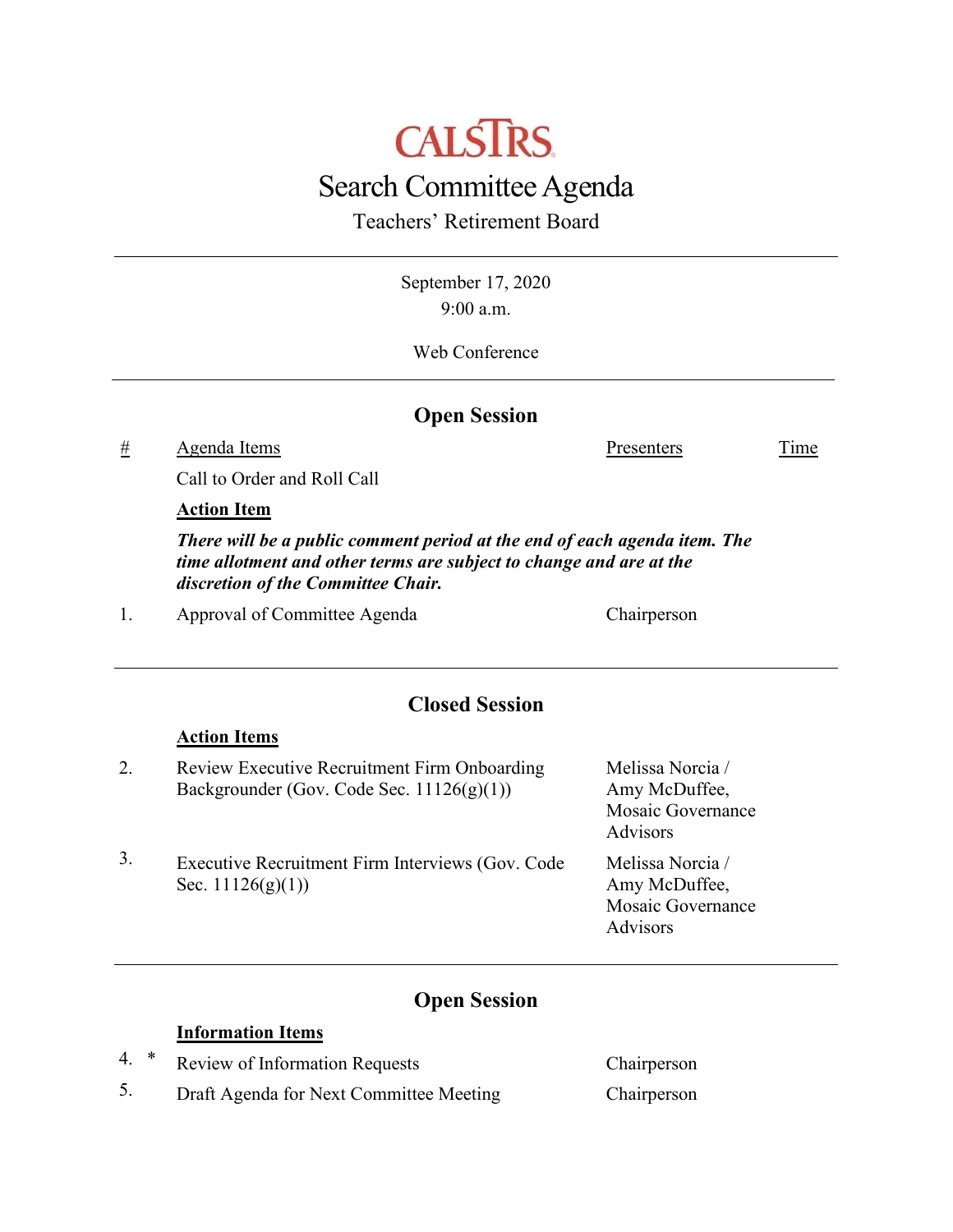CALSTRS

# Search Committee Agenda

Teachers' Retirement Board

September 17, 2020
9:00 a.m.

Web Conference

## Open Session

| # | Agenda Items | Presenters | Time |
|---|---|---|---|
| | Call to Order and Roll Call | | |
| | **Action Item** | | |
| | ***There will be a public comment period at the end of each agenda item. The time allotment and other terms are subject to change and are at the discretion of the Committee Chair.*** | | |
| 1. | Approval of Committee Agenda | Chairperson | |

## Closed Session

| # | Agenda Items | Presenters | Time |
|---|---|---|---|
| | **Action Items** | | |
| 2. | Review Executive Recruitment Firm Onboarding Backgrounder (Gov. Code Sec. 11126(g)(1)) | Melissa Norcia / Amy McDuffee, Mosaic Governance Advisors | |
| 3. | Executive Recruitment Firm Interviews (Gov. Code Sec. 11126(g)(1)) | Melissa Norcia / Amy McDuffee, Mosaic Governance Advisors | |

## Open Session

| # | Agenda Items | Presenters | Time |
|---|---|---|---|
| | **Information Items** | | |
| 4. * | Review of Information Requests | Chairperson | |
| 5. | Draft Agenda for Next Committee Meeting | Chairperson | |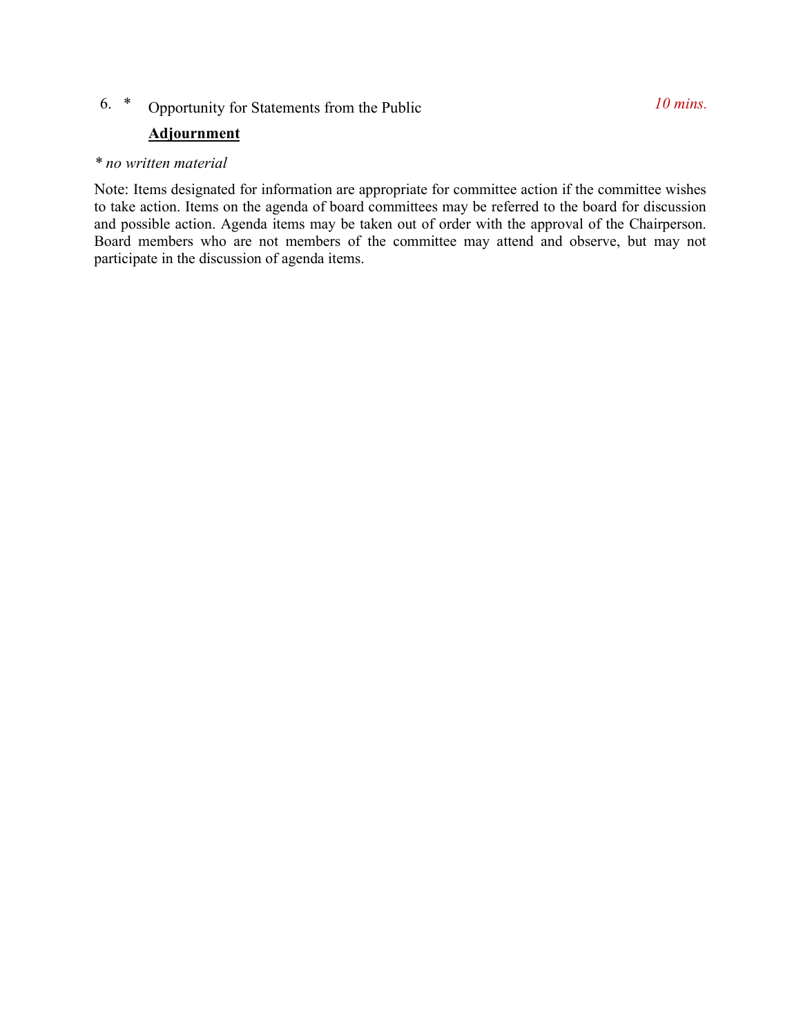6. * Opportunity for Statements from the Public *10 mins.*

**Adjournment**

*\* no written material*

Note: Items designated for information are appropriate for committee action if the committee wishes to take action. Items on the agenda of board committees may be referred to the board for discussion and possible action. Agenda items may be taken out of order with the approval of the Chairperson. Board members who are not members of the committee may attend and observe, but may not participate in the discussion of agenda items.